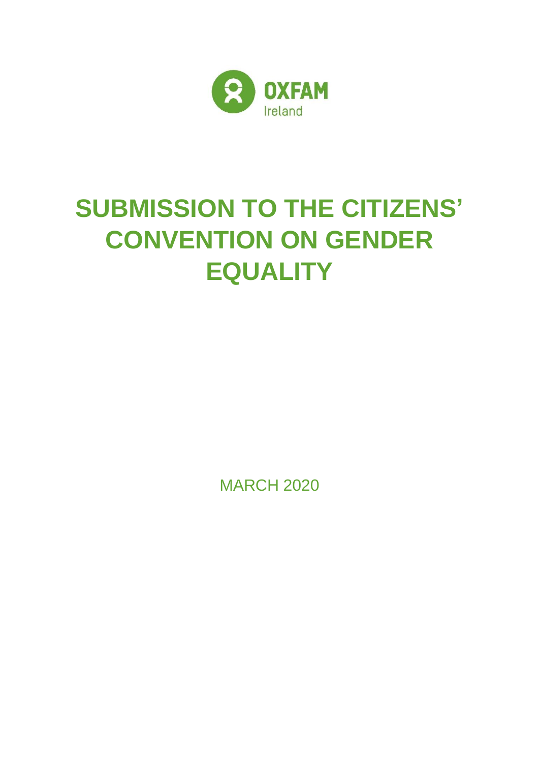OXFAM

Ireland

# SUBMISSION TO THE CITIZENS' CONVENTION ON GENDER EQUALITY

MARCH 2020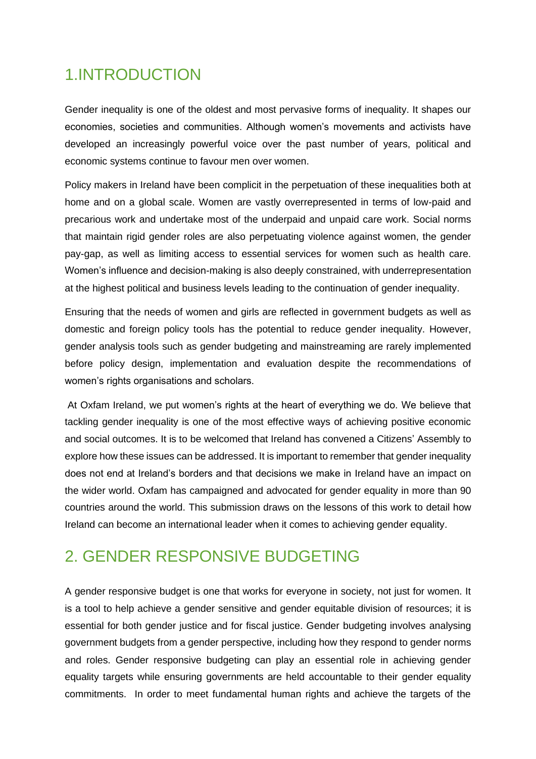## 1.INTRODUCTION

Gender inequality is one of the oldest and most pervasive forms of inequality. It shapes our economies, societies and communities. Although women's movements and activists have developed an increasingly powerful voice over the past number of years, political and economic systems continue to favour men over women.

Policy makers in Ireland have been complicit in the perpetuation of these inequalities both at home and on a global scale. Women are vastly overrepresented in terms of low-paid and precarious work and undertake most of the underpaid and unpaid care work. Social norms that maintain rigid gender roles are also perpetuating violence against women, the gender pay-gap, as well as limiting access to essential services for women such as health care. Women's influence and decision-making is also deeply constrained, with underrepresentation at the highest political and business levels leading to the continuation of gender inequality.

Ensuring that the needs of women and girls are reflected in government budgets as well as domestic and foreign policy tools has the potential to reduce gender inequality. However, gender analysis tools such as gender budgeting and mainstreaming are rarely implemented before policy design, implementation and evaluation despite the recommendations of women's rights organisations and scholars.

At Oxfam Ireland, we put women's rights at the heart of everything we do. We believe that tackling gender inequality is one of the most effective ways of achieving positive economic and social outcomes. It is to be welcomed that Ireland has convened a Citizens' Assembly to explore how these issues can be addressed. It is important to remember that gender inequality does not end at Ireland's borders and that decisions we make in Ireland have an impact on the wider world. Oxfam has campaigned and advocated for gender equality in more than 90 countries around the world. This submission draws on the lessons of this work to detail how Ireland can become an international leader when it comes to achieving gender equality.

## 2. GENDER RESPONSIVE BUDGETING

A gender responsive budget is one that works for everyone in society, not just for women. It is a tool to help achieve a gender sensitive and gender equitable division of resources; it is essential for both gender justice and for fiscal justice. Gender budgeting involves analysing government budgets from a gender perspective, including how they respond to gender norms and roles. Gender responsive budgeting can play an essential role in achieving gender equality targets while ensuring governments are held accountable to their gender equality commitments. In order to meet fundamental human rights and achieve the targets of the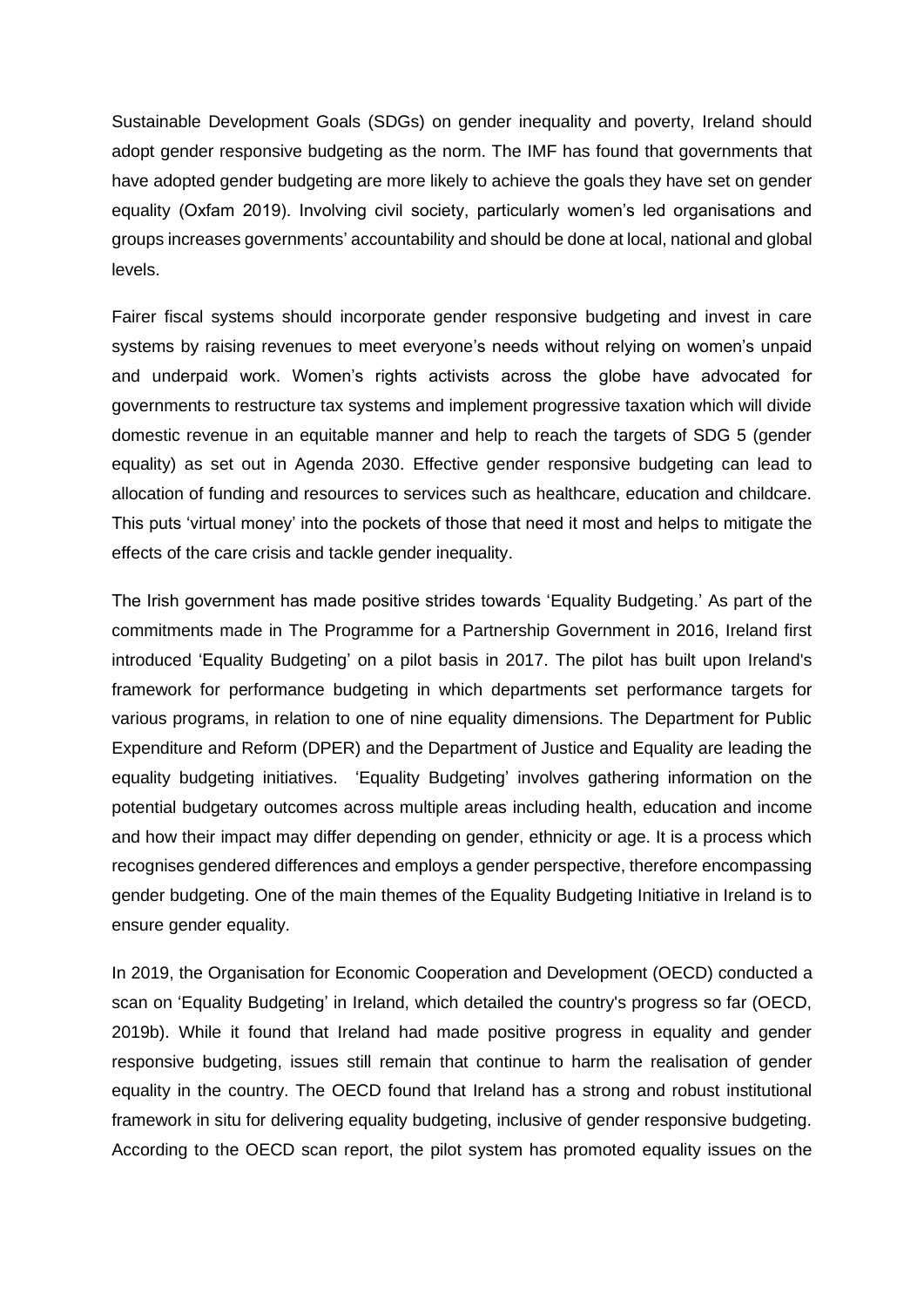Sustainable Development Goals (SDGs) on gender inequality and poverty, Ireland should adopt gender responsive budgeting as the norm. The IMF has found that governments that have adopted gender budgeting are more likely to achieve the goals they have set on gender equality (Oxfam 2019). Involving civil society, particularly women's led organisations and groups increases governments' accountability and should be done at local, national and global levels.

Fairer fiscal systems should incorporate gender responsive budgeting and invest in care systems by raising revenues to meet everyone's needs without relying on women's unpaid and underpaid work. Women's rights activists across the globe have advocated for governments to restructure tax systems and implement progressive taxation which will divide domestic revenue in an equitable manner and help to reach the targets of SDG 5 (gender equality) as set out in Agenda 2030. Effective gender responsive budgeting can lead to allocation of funding and resources to services such as healthcare, education and childcare. This puts 'virtual money' into the pockets of those that need it most and helps to mitigate the effects of the care crisis and tackle gender inequality.

The Irish government has made positive strides towards 'Equality Budgeting.' As part of the commitments made in The Programme for a Partnership Government in 2016, Ireland first introduced 'Equality Budgeting' on a pilot basis in 2017. The pilot has built upon Ireland's framework for performance budgeting in which departments set performance targets for various programs, in relation to one of nine equality dimensions. The Department for Public Expenditure and Reform (DPER) and the Department of Justice and Equality are leading the equality budgeting initiatives. 'Equality Budgeting' involves gathering information on the potential budgetary outcomes across multiple areas including health, education and income and how their impact may differ depending on gender, ethnicity or age. It is a process which recognises gendered differences and employs a gender perspective, therefore encompassing gender budgeting. One of the main themes of the Equality Budgeting Initiative in Ireland is to ensure gender equality.

In 2019, the Organisation for Economic Cooperation and Development (OECD) conducted a scan on 'Equality Budgeting' in Ireland, which detailed the country's progress so far (OECD, 2019b). While it found that Ireland had made positive progress in equality and gender responsive budgeting, issues still remain that continue to harm the realisation of gender equality in the country. The OECD found that Ireland has a strong and robust institutional framework in situ for delivering equality budgeting, inclusive of gender responsive budgeting. According to the OECD scan report, the pilot system has promoted equality issues on the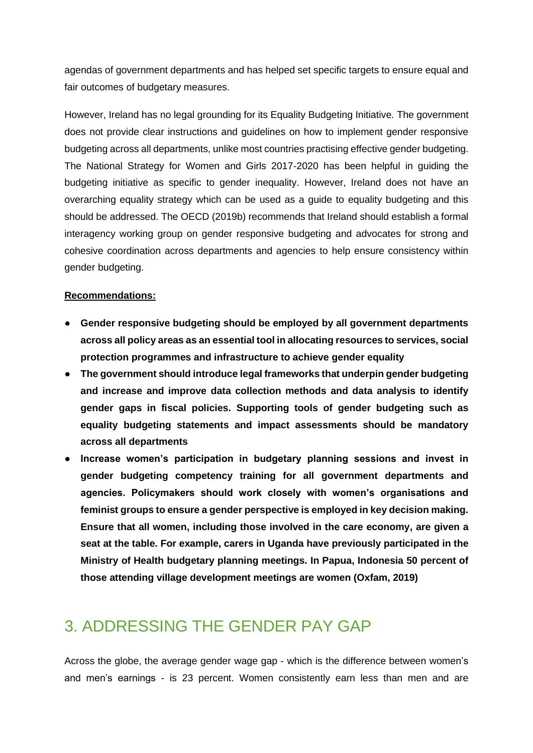agendas of government departments and has helped set specific targets to ensure equal and fair outcomes of budgetary measures.

However, Ireland has no legal grounding for its Equality Budgeting Initiative. The government does not provide clear instructions and guidelines on how to implement gender responsive budgeting across all departments, unlike most countries practising effective gender budgeting. The National Strategy for Women and Girls 2017-2020 has been helpful in guiding the budgeting initiative as specific to gender inequality. However, Ireland does not have an overarching equality strategy which can be used as a guide to equality budgeting and this should be addressed. The OECD (2019b) recommends that Ireland should establish a formal interagency working group on gender responsive budgeting and advocates for strong and cohesive coordination across departments and agencies to help ensure consistency within gender budgeting.

**Recommendations:**

- **Gender responsive budgeting should be employed by all government departments across all policy areas as an essential tool in allocating resources to services, social protection programmes and infrastructure to achieve gender equality**
- **The government should introduce legal frameworks that underpin gender budgeting and increase and improve data collection methods and data analysis to identify gender gaps in fiscal policies. Supporting tools of gender budgeting such as equality budgeting statements and impact assessments should be mandatory across all departments**
- **Increase women's participation in budgetary planning sessions and invest in gender budgeting competency training for all government departments and agencies. Policymakers should work closely with women's organisations and feminist groups to ensure a gender perspective is employed in key decision making. Ensure that all women, including those involved in the care economy, are given a seat at the table. For example, carers in Uganda have previously participated in the Ministry of Health budgetary planning meetings. In Papua, Indonesia 50 percent of those attending village development meetings are women (Oxfam, 2019)**

## 3. ADDRESSING THE GENDER PAY GAP

Across the globe, the average gender wage gap - which is the difference between women's and men's earnings - is 23 percent. Women consistently earn less than men and are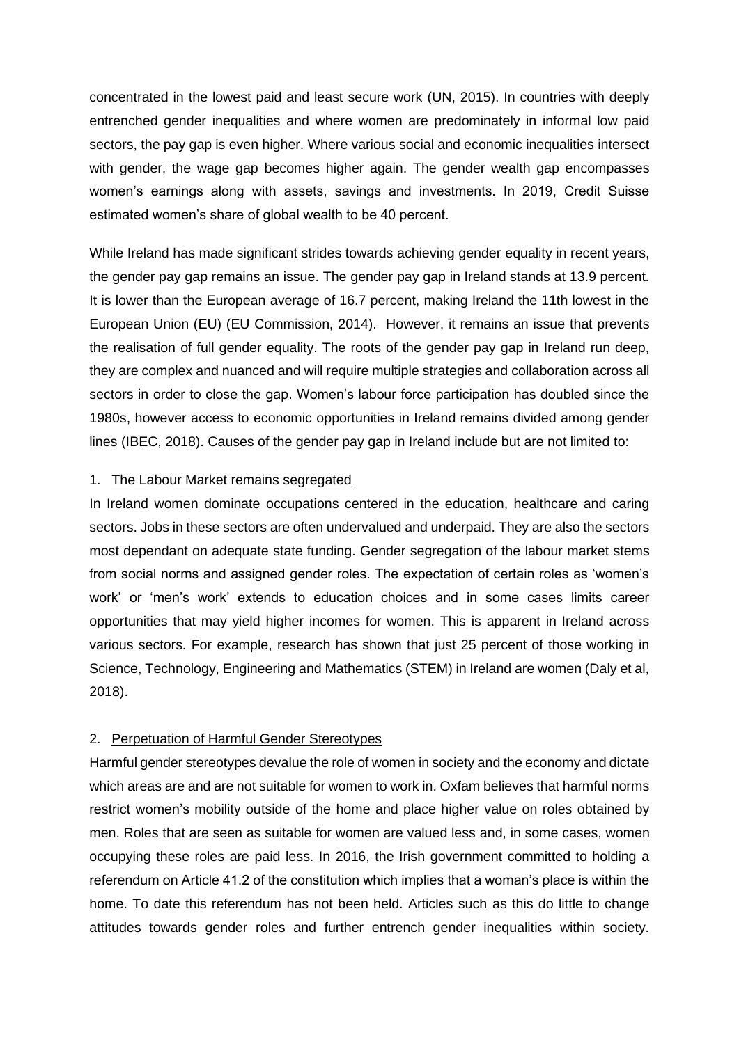concentrated in the lowest paid and least secure work (UN, 2015). In countries with deeply entrenched gender inequalities and where women are predominately in informal low paid sectors, the pay gap is even higher. Where various social and economic inequalities intersect with gender, the wage gap becomes higher again. The gender wealth gap encompasses women's earnings along with assets, savings and investments. In 2019, Credit Suisse estimated women's share of global wealth to be 40 percent.

While Ireland has made significant strides towards achieving gender equality in recent years, the gender pay gap remains an issue. The gender pay gap in Ireland stands at 13.9 percent. It is lower than the European average of 16.7 percent, making Ireland the 11th lowest in the European Union (EU) (EU Commission, 2014). However, it remains an issue that prevents the realisation of full gender equality. The roots of the gender pay gap in Ireland run deep, they are complex and nuanced and will require multiple strategies and collaboration across all sectors in order to close the gap. Women's labour force participation has doubled since the 1980s, however access to economic opportunities in Ireland remains divided among gender lines (IBEC, 2018). Causes of the gender pay gap in Ireland include but are not limited to:

1. <u>The Labour Market remains segregated</u>

In Ireland women dominate occupations centered in the education, healthcare and caring sectors. Jobs in these sectors are often undervalued and underpaid. They are also the sectors most dependant on adequate state funding. Gender segregation of the labour market stems from social norms and assigned gender roles. The expectation of certain roles as 'women's work' or 'men's work' extends to education choices and in some cases limits career opportunities that may yield higher incomes for women. This is apparent in Ireland across various sectors. For example, research has shown that just 25 percent of those working in Science, Technology, Engineering and Mathematics (STEM) in Ireland are women (Daly et al, 2018).

2. <u>Perpetuation of Harmful Gender Stereotypes</u>

Harmful gender stereotypes devalue the role of women in society and the economy and dictate which areas are and are not suitable for women to work in. Oxfam believes that harmful norms restrict women's mobility outside of the home and place higher value on roles obtained by men. Roles that are seen as suitable for women are valued less and, in some cases, women occupying these roles are paid less. In 2016, the Irish government committed to holding a referendum on Article 41.2 of the constitution which implies that a woman's place is within the home. To date this referendum has not been held. Articles such as this do little to change attitudes towards gender roles and further entrench gender inequalities within society.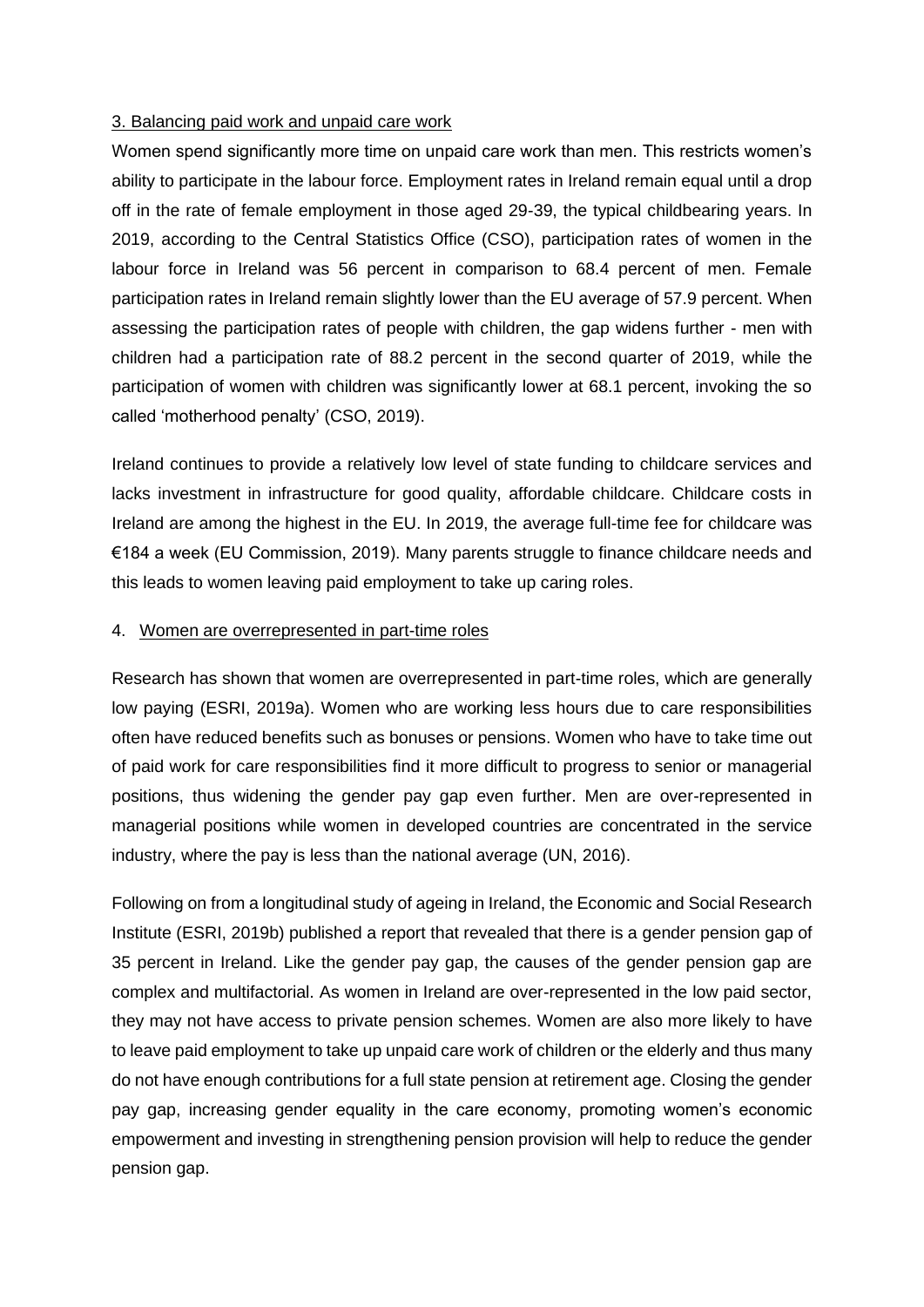### 3. Balancing paid work and unpaid care work

Women spend significantly more time on unpaid care work than men. This restricts women's ability to participate in the labour force. Employment rates in Ireland remain equal until a drop off in the rate of female employment in those aged 29-39, the typical childbearing years. In 2019, according to the Central Statistics Office (CSO), participation rates of women in the labour force in Ireland was 56 percent in comparison to 68.4 percent of men. Female participation rates in Ireland remain slightly lower than the EU average of 57.9 percent. When assessing the participation rates of people with children, the gap widens further - men with children had a participation rate of 88.2 percent in the second quarter of 2019, while the participation of women with children was significantly lower at 68.1 percent, invoking the so called 'motherhood penalty' (CSO, 2019).

Ireland continues to provide a relatively low level of state funding to childcare services and lacks investment in infrastructure for good quality, affordable childcare. Childcare costs in Ireland are among the highest in the EU. In 2019, the average full-time fee for childcare was €184 a week (EU Commission, 2019). Many parents struggle to finance childcare needs and this leads to women leaving paid employment to take up caring roles.

### 4. Women are overrepresented in part-time roles

Research has shown that women are overrepresented in part-time roles, which are generally low paying (ESRI, 2019a). Women who are working less hours due to care responsibilities often have reduced benefits such as bonuses or pensions. Women who have to take time out of paid work for care responsibilities find it more difficult to progress to senior or managerial positions, thus widening the gender pay gap even further. Men are over-represented in managerial positions while women in developed countries are concentrated in the service industry, where the pay is less than the national average (UN, 2016).

Following on from a longitudinal study of ageing in Ireland, the Economic and Social Research Institute (ESRI, 2019b) published a report that revealed that there is a gender pension gap of 35 percent in Ireland. Like the gender pay gap, the causes of the gender pension gap are complex and multifactorial. As women in Ireland are over-represented in the low paid sector, they may not have access to private pension schemes. Women are also more likely to have to leave paid employment to take up unpaid care work of children or the elderly and thus many do not have enough contributions for a full state pension at retirement age. Closing the gender pay gap, increasing gender equality in the care economy, promoting women's economic empowerment and investing in strengthening pension provision will help to reduce the gender pension gap.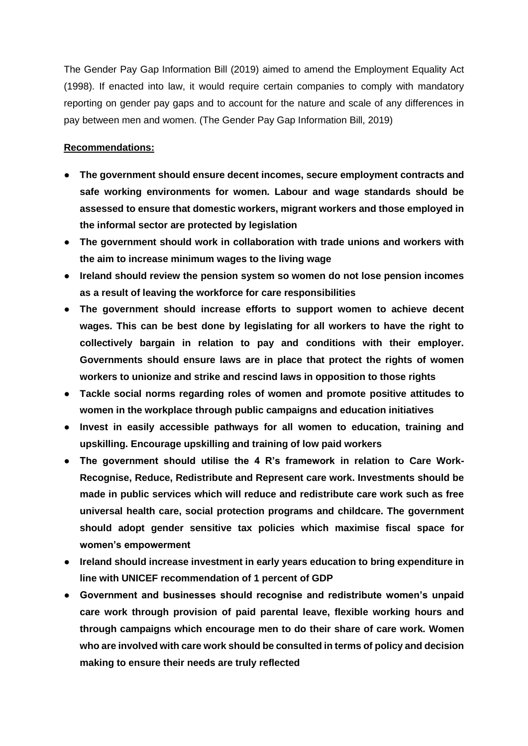The Gender Pay Gap Information Bill (2019) aimed to amend the Employment Equality Act (1998). If enacted into law, it would require certain companies to comply with mandatory reporting on gender pay gaps and to account for the nature and scale of any differences in pay between men and women. (The Gender Pay Gap Information Bill, 2019)

**Recommendations:**

- **The government should ensure decent incomes, secure employment contracts and safe working environments for women. Labour and wage standards should be assessed to ensure that domestic workers, migrant workers and those employed in the informal sector are protected by legislation**
- **The government should work in collaboration with trade unions and workers with the aim to increase minimum wages to the living wage**
- **Ireland should review the pension system so women do not lose pension incomes as a result of leaving the workforce for care responsibilities**
- **The government should increase efforts to support women to achieve decent wages. This can be best done by legislating for all workers to have the right to collectively bargain in relation to pay and conditions with their employer. Governments should ensure laws are in place that protect the rights of women workers to unionize and strike and rescind laws in opposition to those rights**
- **Tackle social norms regarding roles of women and promote positive attitudes to women in the workplace through public campaigns and education initiatives**
- **Invest in easily accessible pathways for all women to education, training and upskilling. Encourage upskilling and training of low paid workers**
- **The government should utilise the 4 R's framework in relation to Care Work- Recognise, Reduce, Redistribute and Represent care work. Investments should be made in public services which will reduce and redistribute care work such as free universal health care, social protection programs and childcare. The government should adopt gender sensitive tax policies which maximise fiscal space for women's empowerment**
- **Ireland should increase investment in early years education to bring expenditure in line with UNICEF recommendation of 1 percent of GDP**
- **Government and businesses should recognise and redistribute women's unpaid care work through provision of paid parental leave, flexible working hours and through campaigns which encourage men to do their share of care work. Women who are involved with care work should be consulted in terms of policy and decision making to ensure their needs are truly reflected**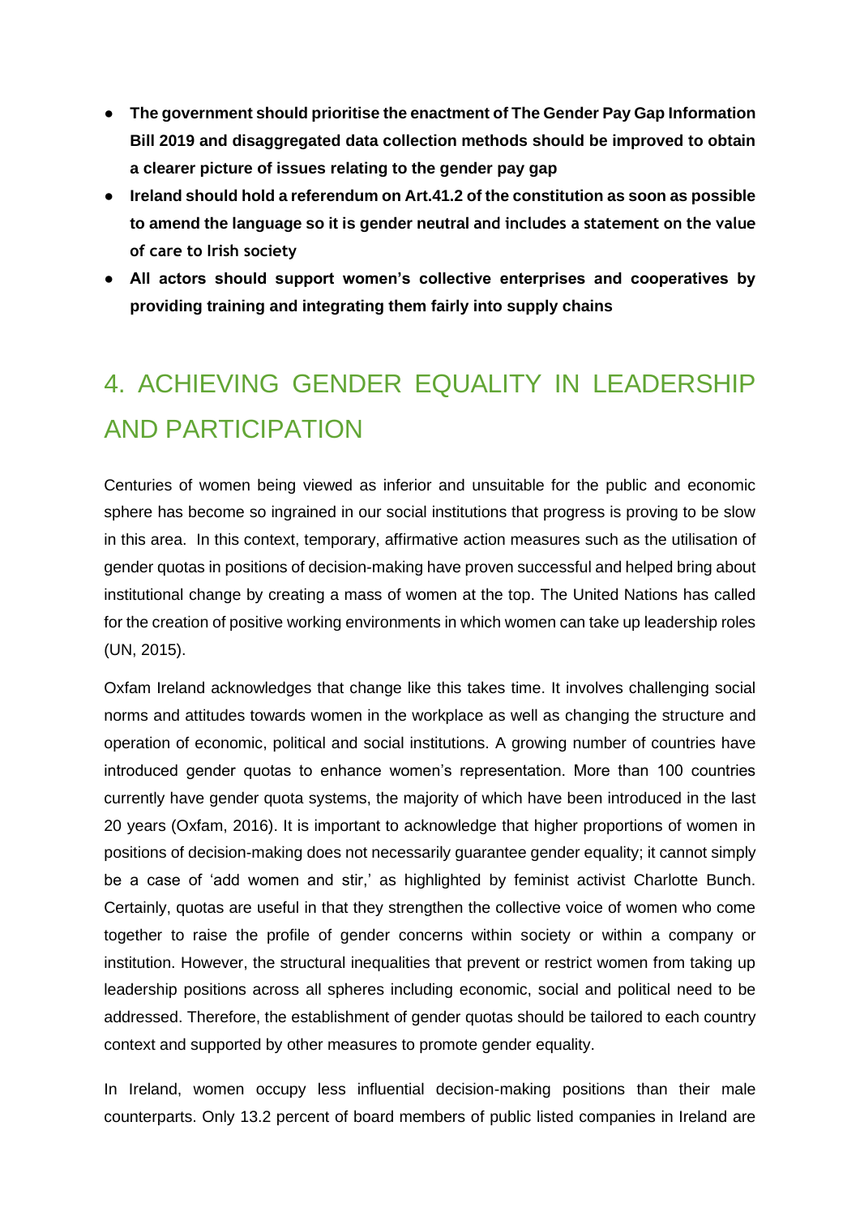- **The government should prioritise the enactment of The Gender Pay Gap Information Bill 2019 and disaggregated data collection methods should be improved to obtain a clearer picture of issues relating to the gender pay gap**
- **Ireland should hold a referendum on Art.41.2 of the constitution as soon as possible to amend the language so it is gender neutral and includes a statement on the value of care to Irish society**
- **All actors should support women's collective enterprises and cooperatives by providing training and integrating them fairly into supply chains**

# 4. ACHIEVING GENDER EQUALITY IN LEADERSHIP AND PARTICIPATION

Centuries of women being viewed as inferior and unsuitable for the public and economic sphere has become so ingrained in our social institutions that progress is proving to be slow in this area. In this context, temporary, affirmative action measures such as the utilisation of gender quotas in positions of decision-making have proven successful and helped bring about institutional change by creating a mass of women at the top. The United Nations has called for the creation of positive working environments in which women can take up leadership roles (UN, 2015).

Oxfam Ireland acknowledges that change like this takes time. It involves challenging social norms and attitudes towards women in the workplace as well as changing the structure and operation of economic, political and social institutions. A growing number of countries have introduced gender quotas to enhance women's representation. More than 100 countries currently have gender quota systems, the majority of which have been introduced in the last 20 years (Oxfam, 2016). It is important to acknowledge that higher proportions of women in positions of decision-making does not necessarily guarantee gender equality; it cannot simply be a case of 'add women and stir,' as highlighted by feminist activist Charlotte Bunch. Certainly, quotas are useful in that they strengthen the collective voice of women who come together to raise the profile of gender concerns within society or within a company or institution. However, the structural inequalities that prevent or restrict women from taking up leadership positions across all spheres including economic, social and political need to be addressed. Therefore, the establishment of gender quotas should be tailored to each country context and supported by other measures to promote gender equality.

In Ireland, women occupy less influential decision-making positions than their male counterparts. Only 13.2 percent of board members of public listed companies in Ireland are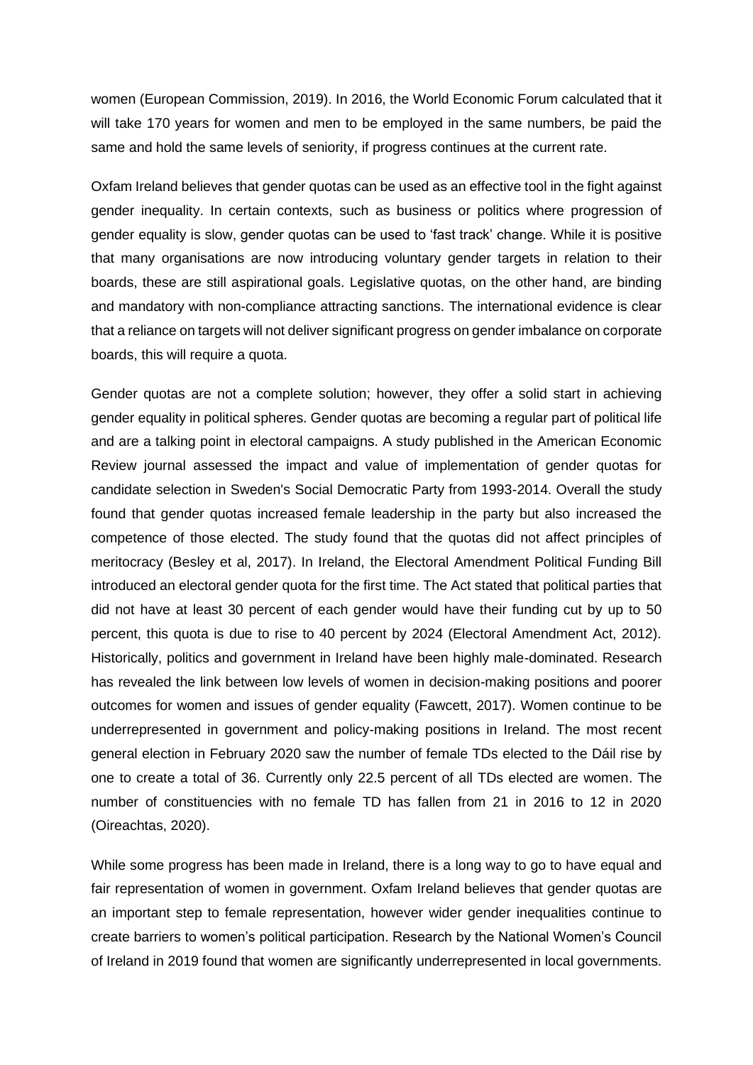women (European Commission, 2019). In 2016, the World Economic Forum calculated that it will take 170 years for women and men to be employed in the same numbers, be paid the same and hold the same levels of seniority, if progress continues at the current rate.

Oxfam Ireland believes that gender quotas can be used as an effective tool in the fight against gender inequality. In certain contexts, such as business or politics where progression of gender equality is slow, gender quotas can be used to 'fast track' change. While it is positive that many organisations are now introducing voluntary gender targets in relation to their boards, these are still aspirational goals. Legislative quotas, on the other hand, are binding and mandatory with non-compliance attracting sanctions. The international evidence is clear that a reliance on targets will not deliver significant progress on gender imbalance on corporate boards, this will require a quota.

Gender quotas are not a complete solution; however, they offer a solid start in achieving gender equality in political spheres. Gender quotas are becoming a regular part of political life and are a talking point in electoral campaigns. A study published in the American Economic Review journal assessed the impact and value of implementation of gender quotas for candidate selection in Sweden's Social Democratic Party from 1993-2014. Overall the study found that gender quotas increased female leadership in the party but also increased the competence of those elected. The study found that the quotas did not affect principles of meritocracy (Besley et al, 2017). In Ireland, the Electoral Amendment Political Funding Bill introduced an electoral gender quota for the first time. The Act stated that political parties that did not have at least 30 percent of each gender would have their funding cut by up to 50 percent, this quota is due to rise to 40 percent by 2024 (Electoral Amendment Act, 2012). Historically, politics and government in Ireland have been highly male-dominated. Research has revealed the link between low levels of women in decision-making positions and poorer outcomes for women and issues of gender equality (Fawcett, 2017). Women continue to be underrepresented in government and policy-making positions in Ireland. The most recent general election in February 2020 saw the number of female TDs elected to the Dáil rise by one to create a total of 36. Currently only 22.5 percent of all TDs elected are women. The number of constituencies with no female TD has fallen from 21 in 2016 to 12 in 2020 (Oireachtas, 2020).

While some progress has been made in Ireland, there is a long way to go to have equal and fair representation of women in government. Oxfam Ireland believes that gender quotas are an important step to female representation, however wider gender inequalities continue to create barriers to women's political participation. Research by the National Women's Council of Ireland in 2019 found that women are significantly underrepresented in local governments.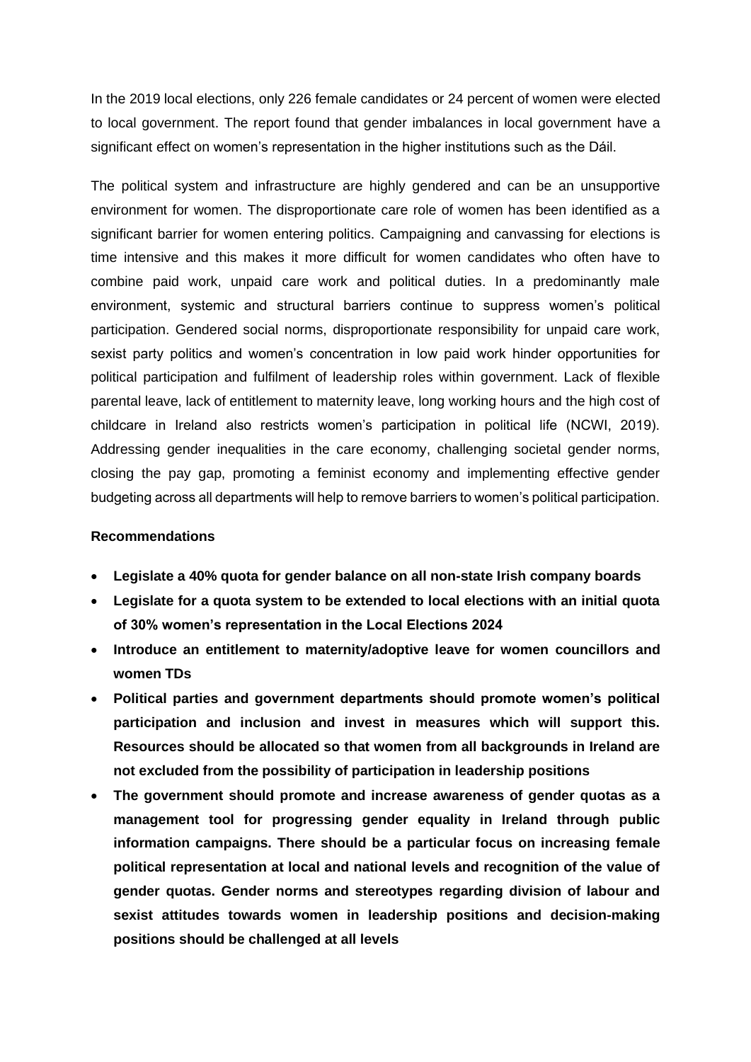In the 2019 local elections, only 226 female candidates or 24 percent of women were elected to local government. The report found that gender imbalances in local government have a significant effect on women's representation in the higher institutions such as the Dáil.

The political system and infrastructure are highly gendered and can be an unsupportive environment for women. The disproportionate care role of women has been identified as a significant barrier for women entering politics. Campaigning and canvassing for elections is time intensive and this makes it more difficult for women candidates who often have to combine paid work, unpaid care work and political duties. In a predominantly male environment, systemic and structural barriers continue to suppress women's political participation. Gendered social norms, disproportionate responsibility for unpaid care work, sexist party politics and women's concentration in low paid work hinder opportunities for political participation and fulfilment of leadership roles within government. Lack of flexible parental leave, lack of entitlement to maternity leave, long working hours and the high cost of childcare in Ireland also restricts women's participation in political life (NCWI, 2019). Addressing gender inequalities in the care economy, challenging societal gender norms, closing the pay gap, promoting a feminist economy and implementing effective gender budgeting across all departments will help to remove barriers to women's political participation.

**Recommendations**

- **Legislate a 40% quota for gender balance on all non-state Irish company boards**
- **Legislate for a quota system to be extended to local elections with an initial quota of 30% women's representation in the Local Elections 2024**
- **Introduce an entitlement to maternity/adoptive leave for women councillors and women TDs**
- **Political parties and government departments should promote women's political participation and inclusion and invest in measures which will support this. Resources should be allocated so that women from all backgrounds in Ireland are not excluded from the possibility of participation in leadership positions**
- **The government should promote and increase awareness of gender quotas as a management tool for progressing gender equality in Ireland through public information campaigns. There should be a particular focus on increasing female political representation at local and national levels and recognition of the value of gender quotas. Gender norms and stereotypes regarding division of labour and sexist attitudes towards women in leadership positions and decision-making positions should be challenged at all levels**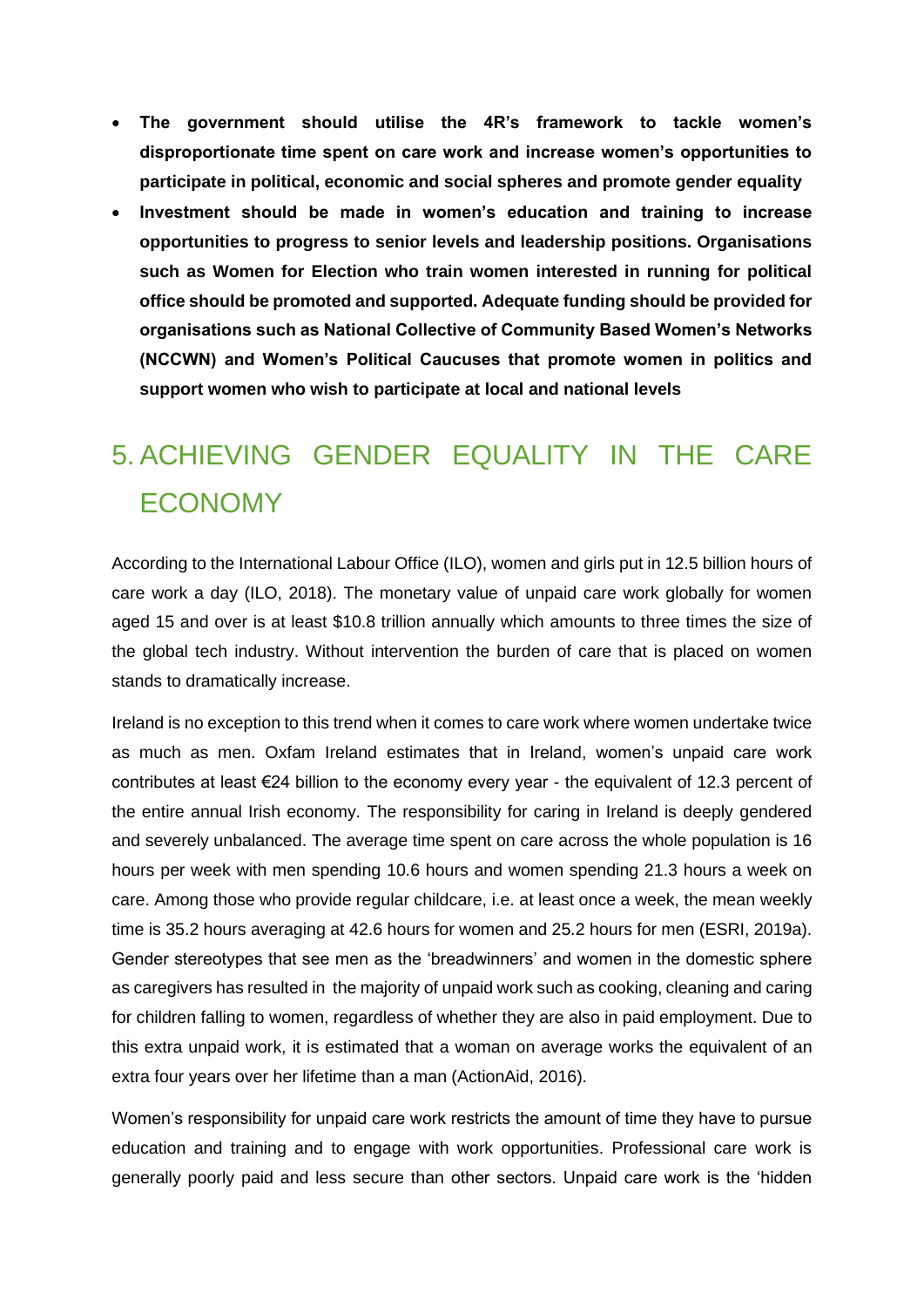- **The government should utilise the 4R's framework to tackle women's disproportionate time spent on care work and increase women's opportunities to participate in political, economic and social spheres and promote gender equality**
- **Investment should be made in women's education and training to increase opportunities to progress to senior levels and leadership positions. Organisations such as Women for Election who train women interested in running for political office should be promoted and supported. Adequate funding should be provided for organisations such as National Collective of Community Based Women's Networks (NCCWN) and Women's Political Caucuses that promote women in politics and support women who wish to participate at local and national levels**

# 5. ACHIEVING GENDER EQUALITY IN THE CARE ECONOMY

According to the International Labour Office (ILO), women and girls put in 12.5 billion hours of care work a day (ILO, 2018). The monetary value of unpaid care work globally for women aged 15 and over is at least $10.8 trillion annually which amounts to three times the size of the global tech industry. Without intervention the burden of care that is placed on women stands to dramatically increase.

Ireland is no exception to this trend when it comes to care work where women undertake twice as much as men. Oxfam Ireland estimates that in Ireland, women's unpaid care work contributes at least €24 billion to the economy every year - the equivalent of 12.3 percent of the entire annual Irish economy. The responsibility for caring in Ireland is deeply gendered and severely unbalanced. The average time spent on care across the whole population is 16 hours per week with men spending 10.6 hours and women spending 21.3 hours a week on care. Among those who provide regular childcare, i.e. at least once a week, the mean weekly time is 35.2 hours averaging at 42.6 hours for women and 25.2 hours for men (ESRI, 2019a). Gender stereotypes that see men as the 'breadwinners' and women in the domestic sphere as caregivers has resulted in the majority of unpaid work such as cooking, cleaning and caring for children falling to women, regardless of whether they are also in paid employment. Due to this extra unpaid work, it is estimated that a woman on average works the equivalent of an extra four years over her lifetime than a man (ActionAid, 2016).

Women's responsibility for unpaid care work restricts the amount of time they have to pursue education and training and to engage with work opportunities. Professional care work is generally poorly paid and less secure than other sectors. Unpaid care work is the 'hidden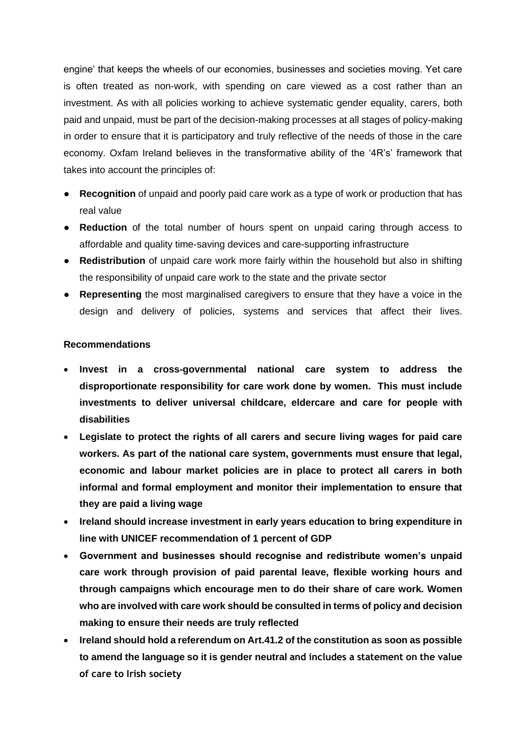engine' that keeps the wheels of our economies, businesses and societies moving. Yet care is often treated as non-work, with spending on care viewed as a cost rather than an investment. As with all policies working to achieve systematic gender equality, carers, both paid and unpaid, must be part of the decision-making processes at all stages of policy-making in order to ensure that it is participatory and truly reflective of the needs of those in the care economy. Oxfam Ireland believes in the transformative ability of the '4R's' framework that takes into account the principles of:

- **Recognition** of unpaid and poorly paid care work as a type of work or production that has real value
- **Reduction** of the total number of hours spent on unpaid caring through access to affordable and quality time-saving devices and care-supporting infrastructure
- **Redistribution** of unpaid care work more fairly within the household but also in shifting the responsibility of unpaid care work to the state and the private sector
- **Representing** the most marginalised caregivers to ensure that they have a voice in the design and delivery of policies, systems and services that affect their lives.

**Recommendations**

- **Invest in a cross-governmental national care system to address the disproportionate responsibility for care work done by women. This must include investments to deliver universal childcare, eldercare and care for people with disabilities**
- **Legislate to protect the rights of all carers and secure living wages for paid care workers. As part of the national care system, governments must ensure that legal, economic and labour market policies are in place to protect all carers in both informal and formal employment and monitor their implementation to ensure that they are paid a living wage**
- **Ireland should increase investment in early years education to bring expenditure in line with UNICEF recommendation of 1 percent of GDP**
- **Government and businesses should recognise and redistribute women's unpaid care work through provision of paid parental leave, flexible working hours and through campaigns which encourage men to do their share of care work. Women who are involved with care work should be consulted in terms of policy and decision making to ensure their needs are truly reflected**
- **Ireland should hold a referendum on Art.41.2 of the constitution as soon as possible to amend the language so it is gender neutral and includes a statement on the value of care to Irish society**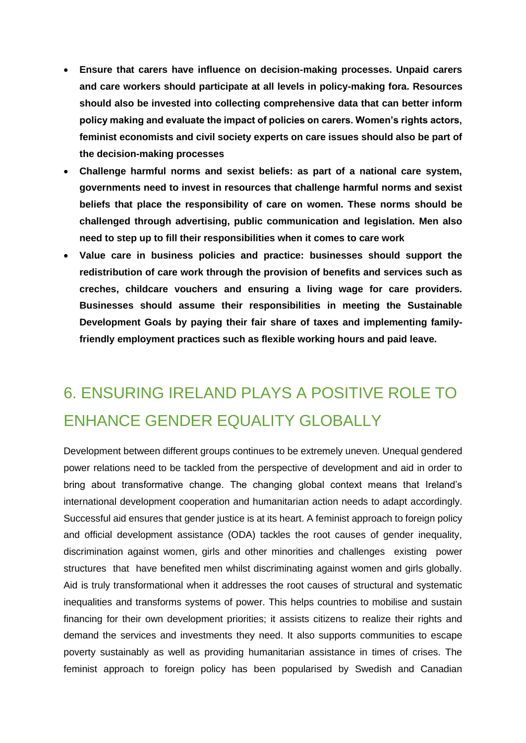- **Ensure that carers have influence on decision-making processes. Unpaid carers and care workers should participate at all levels in policy-making fora. Resources should also be invested into collecting comprehensive data that can better inform policy making and evaluate the impact of policies on carers. Women's rights actors, feminist economists and civil society experts on care issues should also be part of the decision-making processes**
- **Challenge harmful norms and sexist beliefs: as part of a national care system, governments need to invest in resources that challenge harmful norms and sexist beliefs that place the responsibility of care on women. These norms should be challenged through advertising, public communication and legislation. Men also need to step up to fill their responsibilities when it comes to care work**
- **Value care in business policies and practice: businesses should support the redistribution of care work through the provision of benefits and services such as creches, childcare vouchers and ensuring a living wage for care providers. Businesses should assume their responsibilities in meeting the Sustainable Development Goals by paying their fair share of taxes and implementing family-friendly employment practices such as flexible working hours and paid leave.**

## 6. ENSURING IRELAND PLAYS A POSITIVE ROLE TO ENHANCE GENDER EQUALITY GLOBALLY

Development between different groups continues to be extremely uneven. Unequal gendered power relations need to be tackled from the perspective of development and aid in order to bring about transformative change. The changing global context means that Ireland's international development cooperation and humanitarian action needs to adapt accordingly. Successful aid ensures that gender justice is at its heart. A feminist approach to foreign policy and official development assistance (ODA) tackles the root causes of gender inequality, discrimination against women, girls and other minorities and challenges existing power structures that have benefited men whilst discriminating against women and girls globally. Aid is truly transformational when it addresses the root causes of structural and systematic inequalities and transforms systems of power. This helps countries to mobilise and sustain financing for their own development priorities; it assists citizens to realize their rights and demand the services and investments they need. It also supports communities to escape poverty sustainably as well as providing humanitarian assistance in times of crises. The feminist approach to foreign policy has been popularised by Swedish and Canadian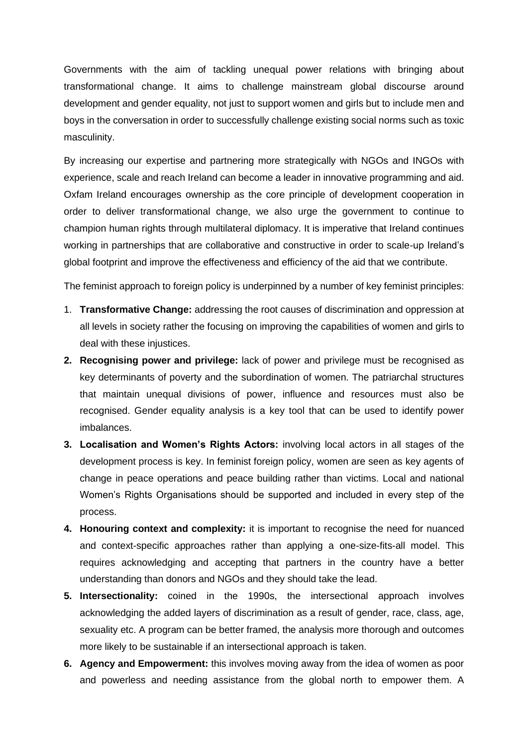Governments with the aim of tackling unequal power relations with bringing about transformational change. It aims to challenge mainstream global discourse around development and gender equality, not just to support women and girls but to include men and boys in the conversation in order to successfully challenge existing social norms such as toxic masculinity.

By increasing our expertise and partnering more strategically with NGOs and INGOs with experience, scale and reach Ireland can become a leader in innovative programming and aid. Oxfam Ireland encourages ownership as the core principle of development cooperation in order to deliver transformational change, we also urge the government to continue to champion human rights through multilateral diplomacy. It is imperative that Ireland continues working in partnerships that are collaborative and constructive in order to scale-up Ireland's global footprint and improve the effectiveness and efficiency of the aid that we contribute.

The feminist approach to foreign policy is underpinned by a number of key feminist principles:

1. **Transformative Change:** addressing the root causes of discrimination and oppression at all levels in society rather the focusing on improving the capabilities of women and girls to deal with these injustices.
2. **Recognising power and privilege:** lack of power and privilege must be recognised as key determinants of poverty and the subordination of women. The patriarchal structures that maintain unequal divisions of power, influence and resources must also be recognised. Gender equality analysis is a key tool that can be used to identify power imbalances.
3. **Localisation and Women's Rights Actors:** involving local actors in all stages of the development process is key. In feminist foreign policy, women are seen as key agents of change in peace operations and peace building rather than victims. Local and national Women's Rights Organisations should be supported and included in every step of the process.
4. **Honouring context and complexity:** it is important to recognise the need for nuanced and context-specific approaches rather than applying a one-size-fits-all model. This requires acknowledging and accepting that partners in the country have a better understanding than donors and NGOs and they should take the lead.
5. **Intersectionality:** coined in the 1990s, the intersectional approach involves acknowledging the added layers of discrimination as a result of gender, race, class, age, sexuality etc. A program can be better framed, the analysis more thorough and outcomes more likely to be sustainable if an intersectional approach is taken.
6. **Agency and Empowerment:** this involves moving away from the idea of women as poor and powerless and needing assistance from the global north to empower them. A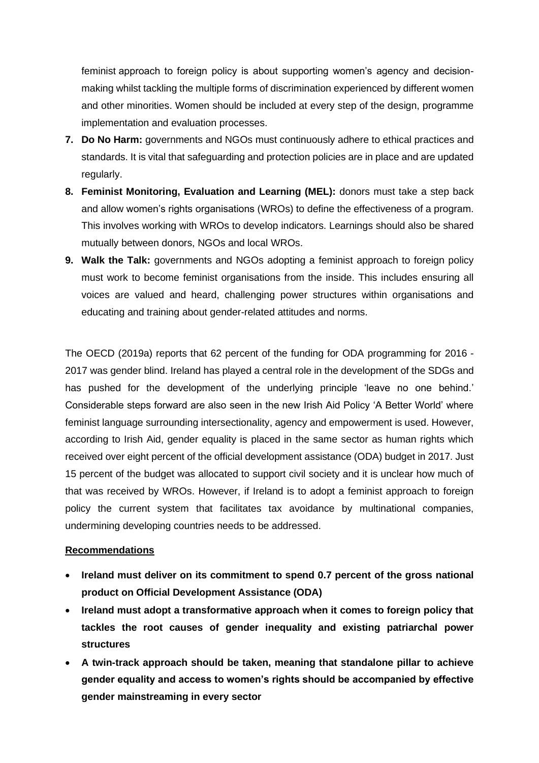feminist approach to foreign policy is about supporting women's agency and decision-making whilst tackling the multiple forms of discrimination experienced by different women and other minorities. Women should be included at every step of the design, programme implementation and evaluation processes.

7. **Do No Harm:** governments and NGOs must continuously adhere to ethical practices and standards. It is vital that safeguarding and protection policies are in place and are updated regularly.
8. **Feminist Monitoring, Evaluation and Learning (MEL):** donors must take a step back and allow women's rights organisations (WROs) to define the effectiveness of a program. This involves working with WROs to develop indicators. Learnings should also be shared mutually between donors, NGOs and local WROs.
9. **Walk the Talk:** governments and NGOs adopting a feminist approach to foreign policy must work to become feminist organisations from the inside. This includes ensuring all voices are valued and heard, challenging power structures within organisations and educating and training about gender-related attitudes and norms.

The OECD (2019a) reports that 62 percent of the funding for ODA programming for 2016 - 2017 was gender blind. Ireland has played a central role in the development of the SDGs and has pushed for the development of the underlying principle 'leave no one behind.' Considerable steps forward are also seen in the new Irish Aid Policy 'A Better World' where feminist language surrounding intersectionality, agency and empowerment is used. However, according to Irish Aid, gender equality is placed in the same sector as human rights which received over eight percent of the official development assistance (ODA) budget in 2017. Just 15 percent of the budget was allocated to support civil society and it is unclear how much of that was received by WROs. However, if Ireland is to adopt a feminist approach to foreign policy the current system that facilitates tax avoidance by multinational companies, undermining developing countries needs to be addressed.

**Recommendations**

- **Ireland must deliver on its commitment to spend 0.7 percent of the gross national product on Official Development Assistance (ODA)**
- **Ireland must adopt a transformative approach when it comes to foreign policy that tackles the root causes of gender inequality and existing patriarchal power structures**
- **A twin-track approach should be taken, meaning that standalone pillar to achieve gender equality and access to women's rights should be accompanied by effective gender mainstreaming in every sector**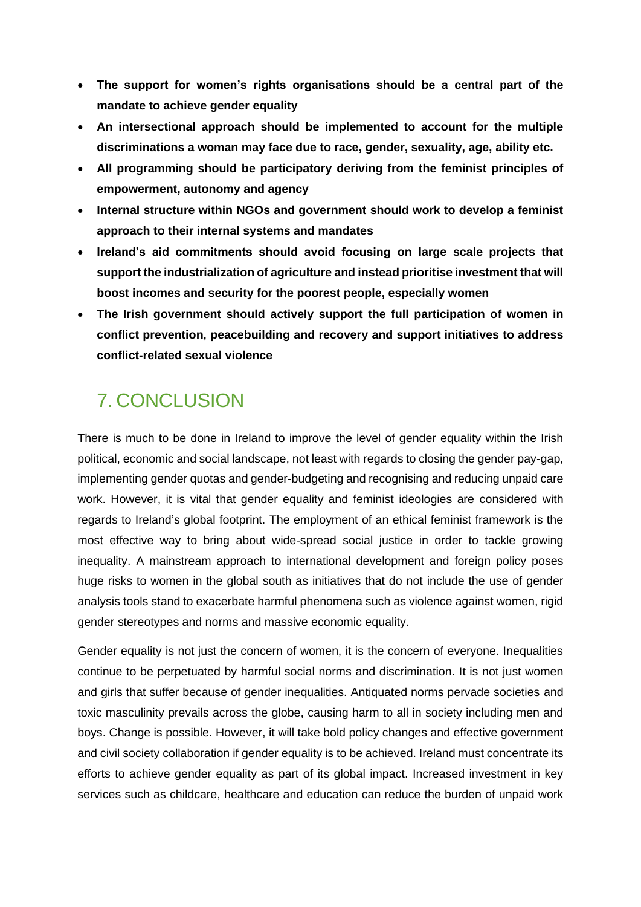- **The support for women's rights organisations should be a central part of the mandate to achieve gender equality**
- **An intersectional approach should be implemented to account for the multiple discriminations a woman may face due to race, gender, sexuality, age, ability etc.**
- **All programming should be participatory deriving from the feminist principles of empowerment, autonomy and agency**
- **Internal structure within NGOs and government should work to develop a feminist approach to their internal systems and mandates**
- **Ireland's aid commitments should avoid focusing on large scale projects that support the industrialization of agriculture and instead prioritise investment that will boost incomes and security for the poorest people, especially women**
- **The Irish government should actively support the full participation of women in conflict prevention, peacebuilding and recovery and support initiatives to address conflict-related sexual violence**

# 7. CONCLUSION

There is much to be done in Ireland to improve the level of gender equality within the Irish political, economic and social landscape, not least with regards to closing the gender pay-gap, implementing gender quotas and gender-budgeting and recognising and reducing unpaid care work. However, it is vital that gender equality and feminist ideologies are considered with regards to Ireland's global footprint. The employment of an ethical feminist framework is the most effective way to bring about wide-spread social justice in order to tackle growing inequality. A mainstream approach to international development and foreign policy poses huge risks to women in the global south as initiatives that do not include the use of gender analysis tools stand to exacerbate harmful phenomena such as violence against women, rigid gender stereotypes and norms and massive economic equality.

Gender equality is not just the concern of women, it is the concern of everyone. Inequalities continue to be perpetuated by harmful social norms and discrimination. It is not just women and girls that suffer because of gender inequalities. Antiquated norms pervade societies and toxic masculinity prevails across the globe, causing harm to all in society including men and boys. Change is possible. However, it will take bold policy changes and effective government and civil society collaboration if gender equality is to be achieved. Ireland must concentrate its efforts to achieve gender equality as part of its global impact. Increased investment in key services such as childcare, healthcare and education can reduce the burden of unpaid work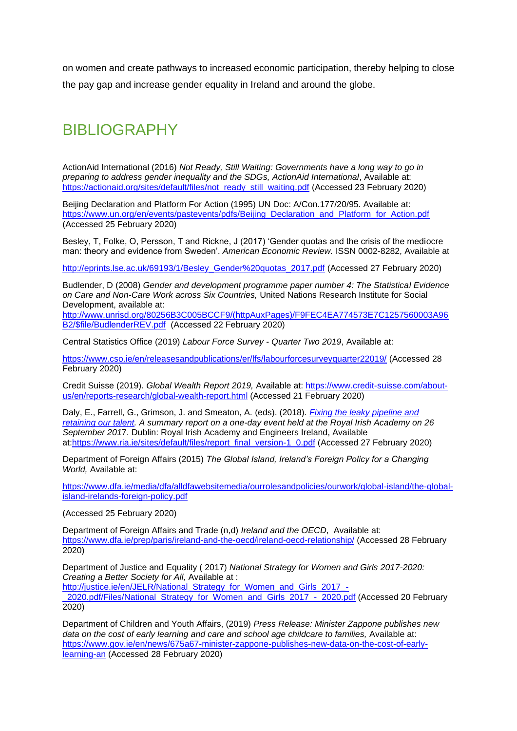on women and create pathways to increased economic participation, thereby helping to close the pay gap and increase gender equality in Ireland and around the globe.

# BIBLIOGRAPHY

ActionAid International (2016) *Not Ready, Still Waiting: Governments have a long way to go in preparing to address gender inequality and the SDGs, ActionAid International*, Available at: https://actionaid.org/sites/default/files/not_ready_still_waiting.pdf (Accessed 23 February 2020)

Beijing Declaration and Platform For Action (1995) UN Doc: A/Con.177/20/95. Available at: https://www.un.org/en/events/pastevents/pdfs/Beijing_Declaration_and_Platform_for_Action.pdf (Accessed 25 February 2020)

Besley, T, Folke, O, Persson, T and Rickne, J (2017) 'Gender quotas and the crisis of the mediocre man: theory and evidence from Sweden'. *American Economic Review.* ISSN 0002-8282, Available at

http://eprints.lse.ac.uk/69193/1/Besley_Gender%20quotas_2017.pdf (Accessed 27 February 2020)

Budlender, D (2008) *Gender and development programme paper number 4: The Statistical Evidence on Care and Non-Care Work across Six Countries,* United Nations Research Institute for Social Development, available at: http://www.unrisd.org/80256B3C005BCCF9/(httpAuxPages)/F9FEC4EA774573E7C1257560003A96B2/$file/BudlenderREV.pdf (Accessed 22 February 2020)

Central Statistics Office (2019) *Labour Force Survey - Quarter Two 2019*, Available at:

https://www.cso.ie/en/releasesandpublications/er/lfs/labourforcesurveyquarter22019/ (Accessed 28 February 2020)

Credit Suisse (2019). *Global Wealth Report 2019,* Available at: https://www.credit-suisse.com/about-us/en/reports-research/global-wealth-report.html (Accessed 21 February 2020)

Daly, E., Farrell, G., Grimson, J. and Smeaton, A. (eds). (2018). *Fixing the leaky pipeline and retaining our talent. A summary report on a one-day event held at the Royal Irish Academy on 26 September 2017*. Dublin: Royal Irish Academy and Engineers Ireland, Available at:https://www.ria.ie/sites/default/files/report_final_version-1_0.pdf (Accessed 27 February 2020)

Department of Foreign Affairs (2015) *The Global Island, Ireland's Foreign Policy for a Changing World,* Available at:

https://www.dfa.ie/media/dfa/alldfawebsitemedia/ourrolesandpolicies/ourwork/global-island/the-global-island-irelands-foreign-policy.pdf

(Accessed 25 February 2020)

Department of Foreign Affairs and Trade (n,d) *Ireland and the OECD*, Available at: https://www.dfa.ie/prep/paris/ireland-and-the-oecd/ireland-oecd-relationship/ (Accessed 28 February 2020)

Department of Justice and Equality ( 2017) *National Strategy for Women and Girls 2017-2020: Creating a Better Society for All,* Available at : http://justice.ie/en/JELR/National_Strategy_for_Women_and_Girls_2017_-_2020.pdf/Files/National_Strategy_for_Women_and_Girls_2017_-_2020.pdf (Accessed 20 February 2020)

Department of Children and Youth Affairs, (2019) *Press Release: Minister Zappone publishes new data on the cost of early learning and care and school age childcare to families,* Available at: https://www.gov.ie/en/news/675a67-minister-zappone-publishes-new-data-on-the-cost-of-early-learning-an (Accessed 28 February 2020)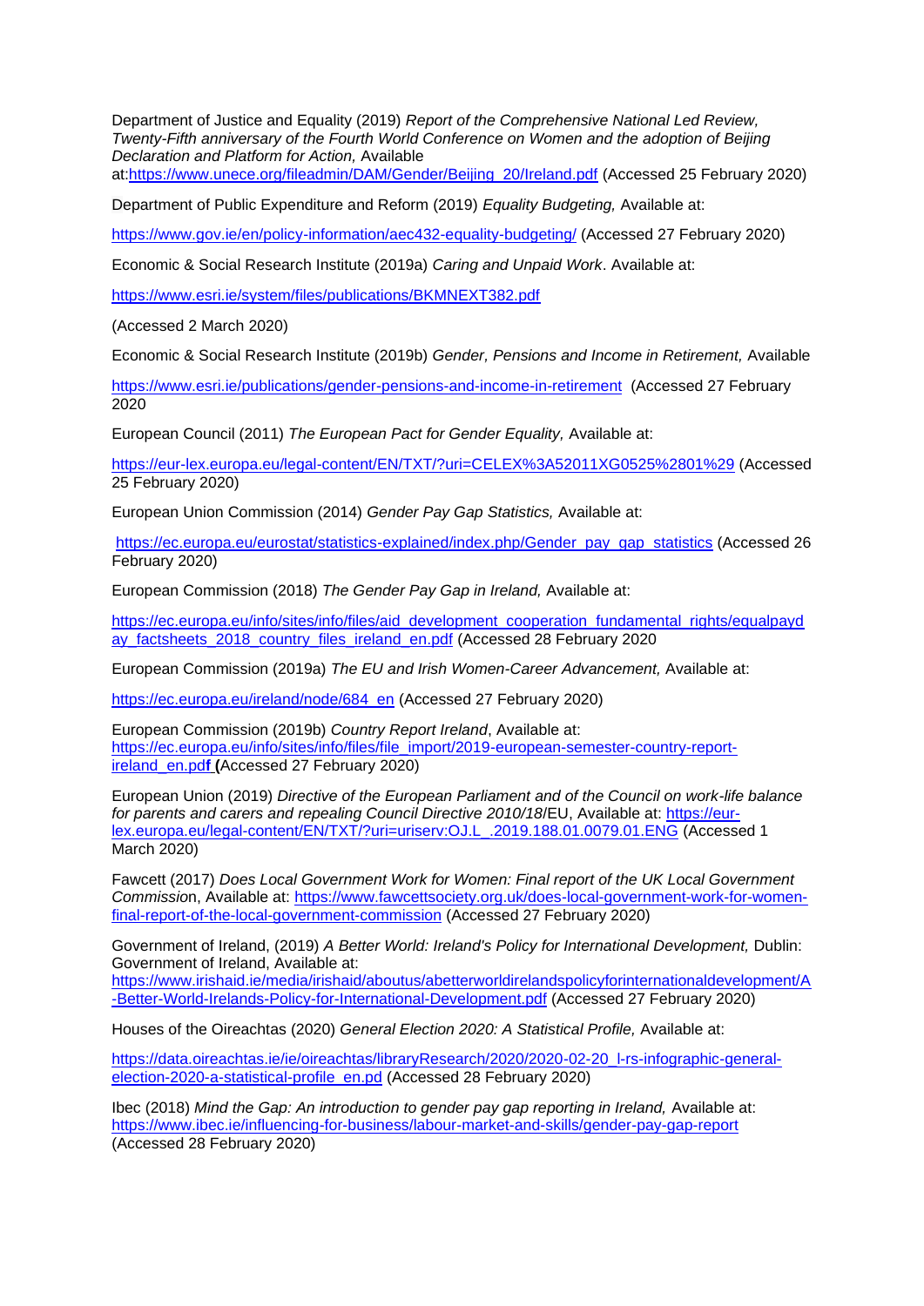Department of Justice and Equality (2019) *Report of the Comprehensive National Led Review, Twenty-Fifth anniversary of the Fourth World Conference on Women and the adoption of Beijing Declaration and Platform for Action,* Available at:https://www.unece.org/fileadmin/DAM/Gender/Beijing_20/Ireland.pdf (Accessed 25 February 2020)

Department of Public Expenditure and Reform (2019) *Equality Budgeting,* Available at:

https://www.gov.ie/en/policy-information/aec432-equality-budgeting/ (Accessed 27 February 2020)

Economic & Social Research Institute (2019a) *Caring and Unpaid Work*. Available at:

https://www.esri.ie/system/files/publications/BKMNEXT382.pdf

(Accessed 2 March 2020)

Economic & Social Research Institute (2019b) *Gender, Pensions and Income in Retirement,* Available

https://www.esri.ie/publications/gender-pensions-and-income-in-retirement (Accessed 27 February 2020

European Council (2011) *The European Pact for Gender Equality,* Available at:

https://eur-lex.europa.eu/legal-content/EN/TXT/?uri=CELEX%3A52011XG0525%2801%29 (Accessed 25 February 2020)

European Union Commission (2014) *Gender Pay Gap Statistics,* Available at:

https://ec.europa.eu/eurostat/statistics-explained/index.php/Gender_pay_gap_statistics (Accessed 26 February 2020)

European Commission (2018) *The Gender Pay Gap in Ireland,* Available at:

https://ec.europa.eu/info/sites/info/files/aid_development_cooperation_fundamental_rights/equalpayday_factsheets_2018_country_files_ireland_en.pdf (Accessed 28 February 2020

European Commission (2019a) *The EU and Irish Women-Career Advancement,* Available at:

https://ec.europa.eu/ireland/node/684_en (Accessed 27 February 2020)

European Commission (2019b) *Country Report Ireland*, Available at: https://ec.europa.eu/info/sites/info/files/file_import/2019-european-semester-country-report-ireland_en.pdf (Accessed 27 February 2020)

European Union (2019) *Directive of the European Parliament and of the Council on work-life balance for parents and carers and repealing Council Directive 2010/18*/EU, Available at: https://eur-lex.europa.eu/legal-content/EN/TXT/?uri=uriserv:OJ.L_.2019.188.01.0079.01.ENG (Accessed 1 March 2020)

Fawcett (2017) *Does Local Government Work for Women: Final report of the UK Local Government Commission*, Available at: https://www.fawcettsociety.org.uk/does-local-government-work-for-women-final-report-of-the-local-government-commission (Accessed 27 February 2020)

Government of Ireland, (2019) *A Better World: Ireland's Policy for International Development,* Dublin: Government of Ireland, Available at: https://www.irishaid.ie/media/irishaid/aboutus/abetterworldirelandspolicyforinternationaldevelopment/A-Better-World-Irelands-Policy-for-International-Development.pdf (Accessed 27 February 2020)

Houses of the Oireachtas (2020) *General Election 2020: A Statistical Profile,* Available at:

https://data.oireachtas.ie/ie/oireachtas/libraryResearch/2020/2020-02-20_l-rs-infographic-general-election-2020-a-statistical-profile_en.pd (Accessed 28 February 2020)

Ibec (2018) *Mind the Gap: An introduction to gender pay gap reporting in Ireland,* Available at: https://www.ibec.ie/influencing-for-business/labour-market-and-skills/gender-pay-gap-report (Accessed 28 February 2020)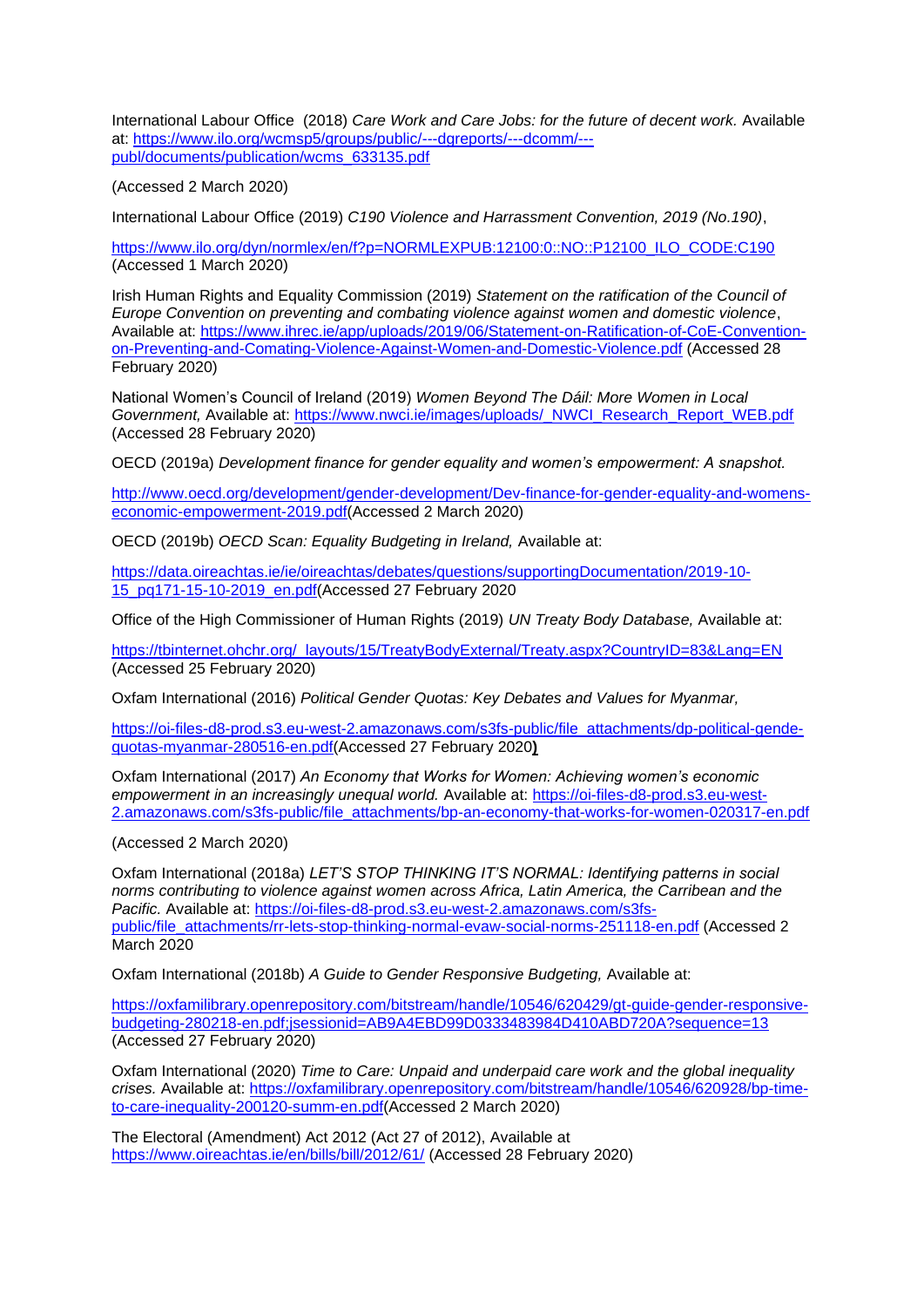International Labour Office (2018) *Care Work and Care Jobs: for the future of decent work.* Available at: https://www.ilo.org/wcmsp5/groups/public/---dgreports/---dcomm/---publ/documents/publication/wcms_633135.pdf

(Accessed 2 March 2020)

International Labour Office (2019) *C190 Violence and Harrassment Convention, 2019 (No.190)*,

https://www.ilo.org/dyn/normlex/en/f?p=NORMLEXPUB:12100:0::NO::P12100_ILO_CODE:C190 (Accessed 1 March 2020)

Irish Human Rights and Equality Commission (2019) *Statement on the ratification of the Council of Europe Convention on preventing and combating violence against women and domestic violence*, Available at: https://www.ihrec.ie/app/uploads/2019/06/Statement-on-Ratification-of-CoE-Convention-on-Preventing-and-Comating-Violence-Against-Women-and-Domestic-Violence.pdf (Accessed 28 February 2020)

National Women's Council of Ireland (2019) *Women Beyond The Dáil: More Women in Local Government,* Available at: https://www.nwci.ie/images/uploads/_NWCI_Research_Report_WEB.pdf (Accessed 28 February 2020)

OECD (2019a) *Development finance for gender equality and women's empowerment: A snapshot.*

http://www.oecd.org/development/gender-development/Dev-finance-for-gender-equality-and-womens-economic-empowerment-2019.pdf(Accessed 2 March 2020)

OECD (2019b) *OECD Scan: Equality Budgeting in Ireland,* Available at:

https://data.oireachtas.ie/ie/oireachtas/debates/questions/supportingDocumentation/2019-10-15_pq171-15-10-2019_en.pdf(Accessed 27 February 2020

Office of the High Commissioner of Human Rights (2019) *UN Treaty Body Database,* Available at:

https://tbinternet.ohchr.org/_layouts/15/TreatyBodyExternal/Treaty.aspx?CountryID=83&Lang=EN (Accessed 25 February 2020)

Oxfam International (2016) *Political Gender Quotas: Key Debates and Values for Myanmar,*

https://oi-files-d8-prod.s3.eu-west-2.amazonaws.com/s3fs-public/file_attachments/dp-political-gende-quotas-myanmar-280516-en.pdf(Accessed 27 February 2020)

Oxfam International (2017) *An Economy that Works for Women: Achieving women's economic empowerment in an increasingly unequal world.* Available at: https://oi-files-d8-prod.s3.eu-west-2.amazonaws.com/s3fs-public/file_attachments/bp-an-economy-that-works-for-women-020317-en.pdf

(Accessed 2 March 2020)

Oxfam International (2018a) *LET'S STOP THINKING IT'S NORMAL: Identifying patterns in social norms contributing to violence against women across Africa, Latin America, the Carribean and the Pacific.* Available at: https://oi-files-d8-prod.s3.eu-west-2.amazonaws.com/s3fs-public/file_attachments/rr-lets-stop-thinking-normal-evaw-social-norms-251118-en.pdf (Accessed 2 March 2020

Oxfam International (2018b) *A Guide to Gender Responsive Budgeting,* Available at:

https://oxfamilibrary.openrepository.com/bitstream/handle/10546/620429/gt-guide-gender-responsive-budgeting-280218-en.pdf;jsessionid=AB9A4EBD99D0333483984D410ABD720A?sequence=13 (Accessed 27 February 2020)

Oxfam International (2020) *Time to Care: Unpaid and underpaid care work and the global inequality crises.* Available at: https://oxfamilibrary.openrepository.com/bitstream/handle/10546/620928/bp-time-to-care-inequality-200120-summ-en.pdf(Accessed 2 March 2020)

The Electoral (Amendment) Act 2012 (Act 27 of 2012), Available at https://www.oireachtas.ie/en/bills/bill/2012/61/ (Accessed 28 February 2020)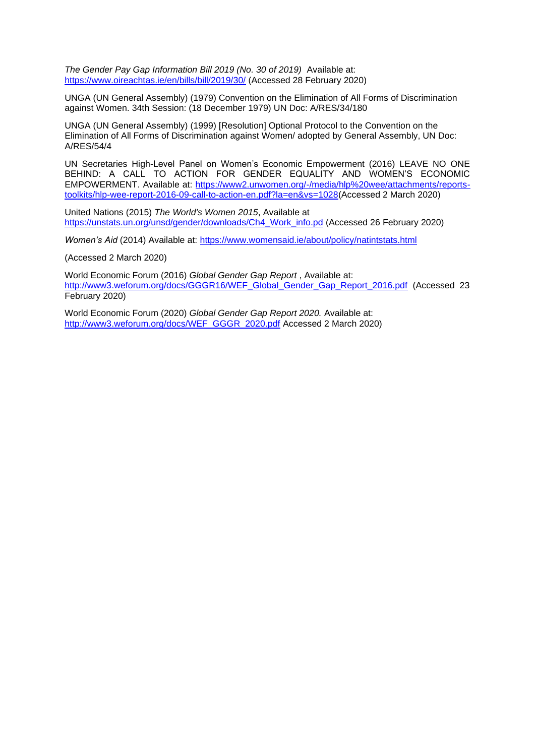*The Gender Pay Gap Information Bill 2019 (No. 30 of 2019)* Available at: https://www.oireachtas.ie/en/bills/bill/2019/30/ (Accessed 28 February 2020)

UNGA (UN General Assembly) (1979) Convention on the Elimination of All Forms of Discrimination against Women. 34th Session: (18 December 1979) UN Doc: A/RES/34/180

UNGA (UN General Assembly) (1999) [Resolution] Optional Protocol to the Convention on the Elimination of All Forms of Discrimination against Women/ adopted by General Assembly, UN Doc: A/RES/54/4

UN Secretaries High-Level Panel on Women's Economic Empowerment (2016) LEAVE NO ONE BEHIND: A CALL TO ACTION FOR GENDER EQUALITY AND WOMEN'S ECONOMIC EMPOWERMENT. Available at: https://www2.unwomen.org/-/media/hlp%20wee/attachments/reports-toolkits/hlp-wee-report-2016-09-call-to-action-en.pdf?la=en&vs=1028(Accessed 2 March 2020)

United Nations (2015) *The World's Women 2015*, Available at https://unstats.un.org/unsd/gender/downloads/Ch4_Work_info.pd (Accessed 26 February 2020)

*Women's Aid* (2014) Available at: https://www.womensaid.ie/about/policy/natintstats.html

(Accessed 2 March 2020)

World Economic Forum (2016) *Global Gender Gap Report* , Available at: http://www3.weforum.org/docs/GGGR16/WEF_Global_Gender_Gap_Report_2016.pdf (Accessed 23 February 2020)

World Economic Forum (2020) *Global Gender Gap Report 2020.* Available at: http://www3.weforum.org/docs/WEF_GGGR_2020.pdf Accessed 2 March 2020)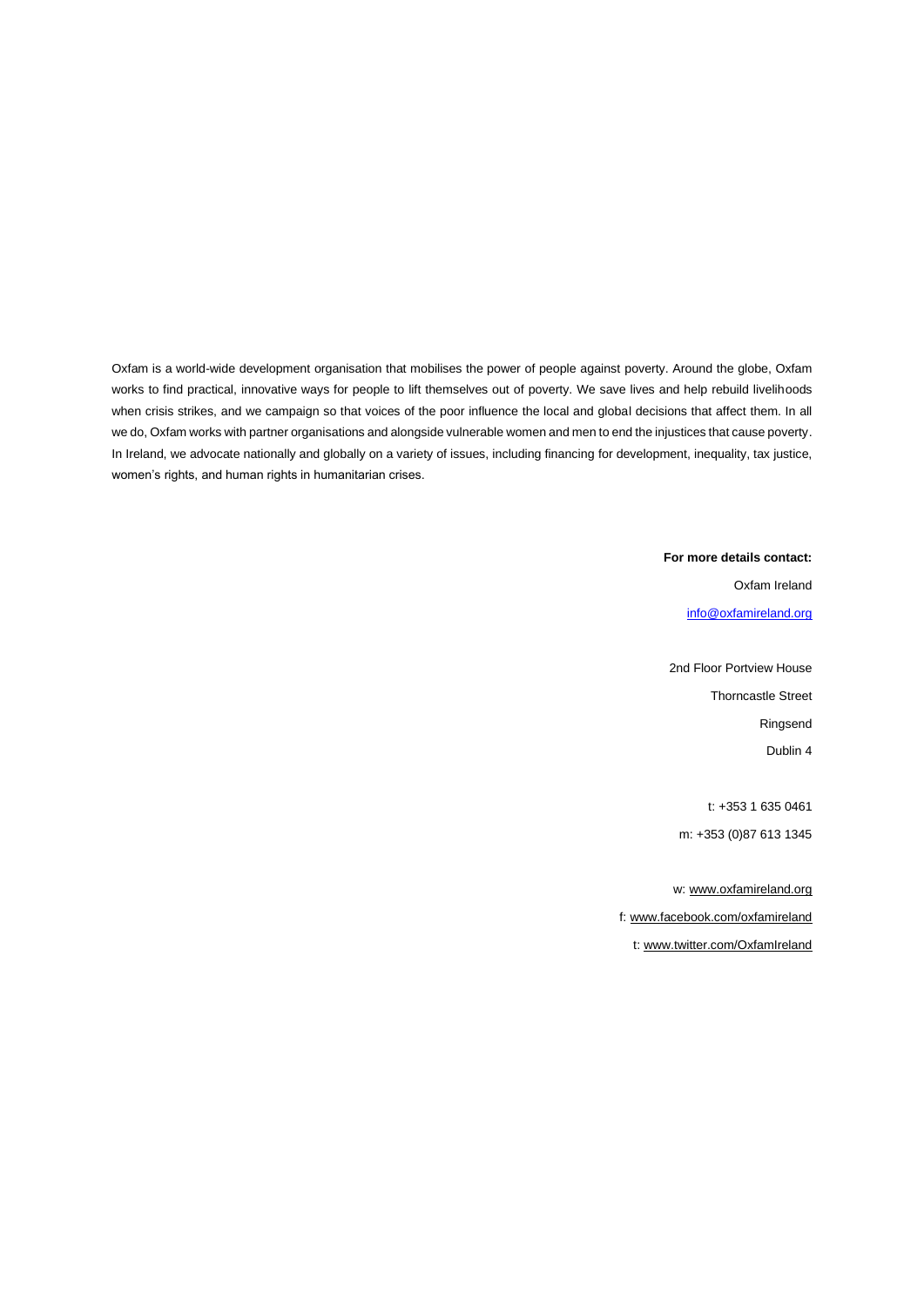Oxfam is a world-wide development organisation that mobilises the power of people against poverty. Around the globe, Oxfam works to find practical, innovative ways for people to lift themselves out of poverty. We save lives and help rebuild livelihoods when crisis strikes, and we campaign so that voices of the poor influence the local and global decisions that affect them. In all we do, Oxfam works with partner organisations and alongside vulnerable women and men to end the injustices that cause poverty. In Ireland, we advocate nationally and globally on a variety of issues, including financing for development, inequality, tax justice, women's rights, and human rights in humanitarian crises.

**For more details contact:**

Oxfam Ireland

info@oxfamireland.org

2nd Floor Portview House

Thorncastle Street

Ringsend

Dublin 4

t: +353 1 635 0461

m: +353 (0)87 613 1345

w: www.oxfamireland.org

f: www.facebook.com/oxfamireland

t: www.twitter.com/OxfamIreland